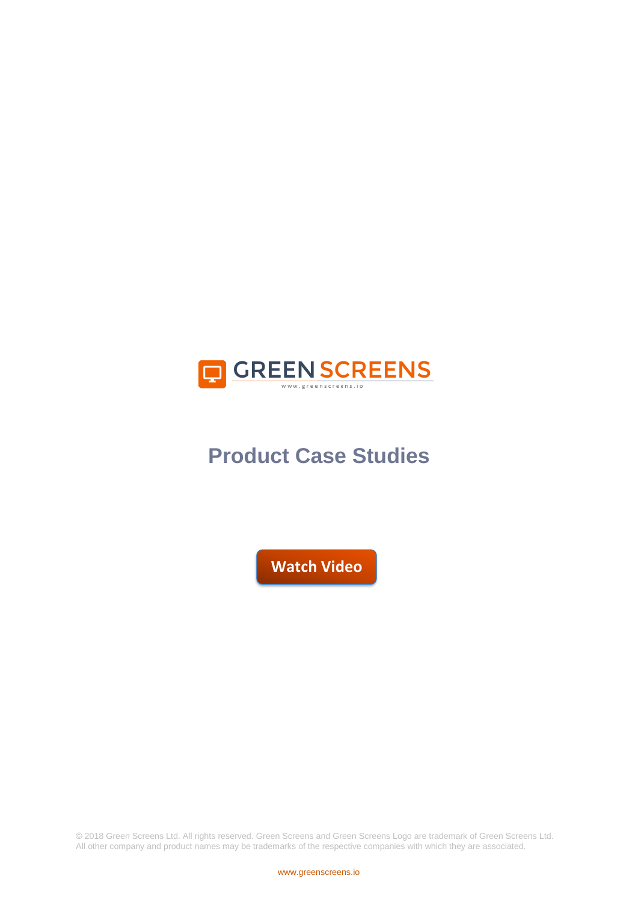GREEN SCREENS

www.greenscreens.io

# Product Case Studies

Watch Video

© 2018 Green Screens Ltd. All rights reserved. Green Screens and Green Screens Logo are trademark of Green Screens Ltd. All other company and product names may be trademarks of the respective companies with which they are associated.

www.greenscreens.io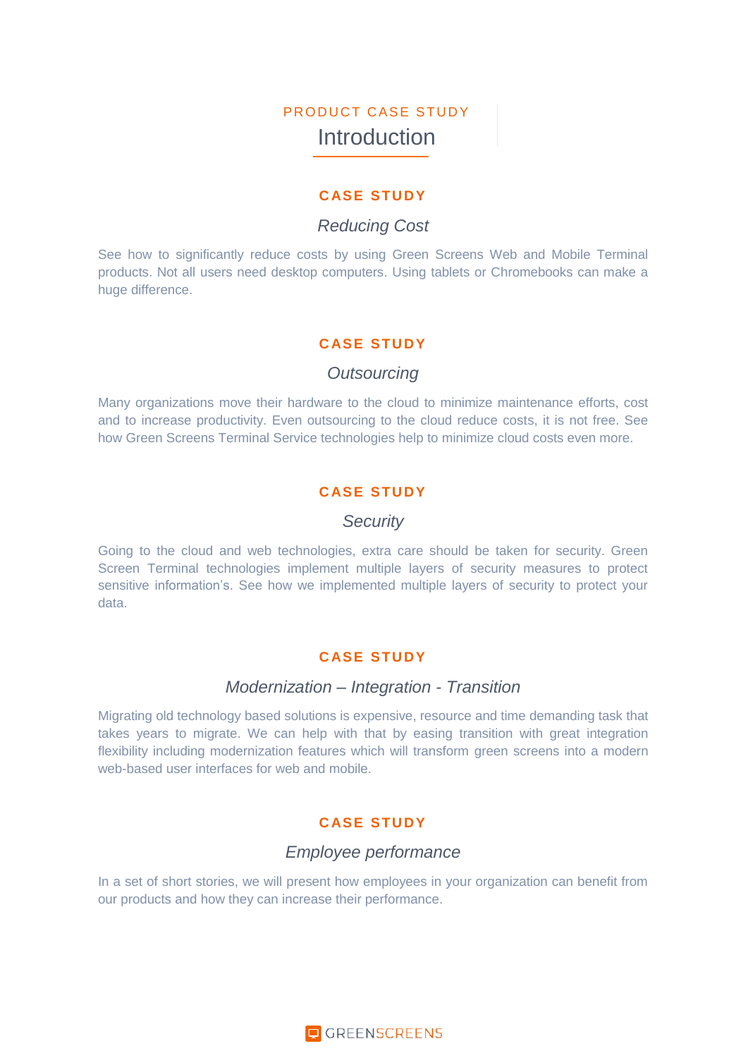PRODUCT CASE STUDY

# Introduction

**CASE STUDY**

## *Reducing Cost*

See how to significantly reduce costs by using Green Screens Web and Mobile Terminal products. Not all users need desktop computers. Using tablets or Chromebooks can make a huge difference.

**CASE STUDY**

## *Outsourcing*

Many organizations move their hardware to the cloud to minimize maintenance efforts, cost and to increase productivity. Even outsourcing to the cloud reduce costs, it is not free. See how Green Screens Terminal Service technologies help to minimize cloud costs even more.

**CASE STUDY**

## *Security*

Going to the cloud and web technologies, extra care should be taken for security. Green Screen Terminal technologies implement multiple layers of security measures to protect sensitive information's. See how we implemented multiple layers of security to protect your data.

**CASE STUDY**

## *Modernization – Integration - Transition*

Migrating old technology based solutions is expensive, resource and time demanding task that takes years to migrate. We can help with that by easing transition with great integration flexibility including modernization features which will transform green screens into a modern web-based user interfaces for web and mobile.

**CASE STUDY**

## *Employee performance*

In a set of short stories, we will present how employees in your organization can benefit from our products and how they can increase their performance.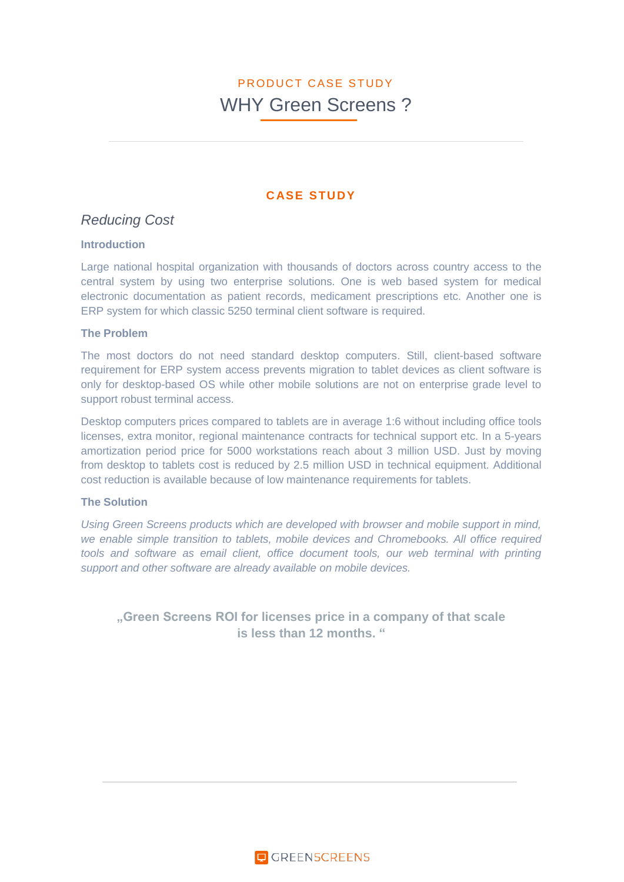PRODUCT CASE STUDY

# WHY Green Screens ?

## CASE STUDY

### *Reducing Cost*

**Introduction**

Large national hospital organization with thousands of doctors across country access to the central system by using two enterprise solutions. One is web based system for medical electronic documentation as patient records, medicament prescriptions etc. Another one is ERP system for which classic 5250 terminal client software is required.

**The Problem**

The most doctors do not need standard desktop computers. Still, client-based software requirement for ERP system access prevents migration to tablet devices as client software is only for desktop-based OS while other mobile solutions are not on enterprise grade level to support robust terminal access.

Desktop computers prices compared to tablets are in average 1:6 without including office tools licenses, extra monitor, regional maintenance contracts for technical support etc. In a 5-years amortization period price for 5000 workstations reach about 3 million USD. Just by moving from desktop to tablets cost is reduced by 2.5 million USD in technical equipment. Additional cost reduction is available because of low maintenance requirements for tablets.

**The Solution**

*Using Green Screens products which are developed with browser and mobile support in mind, we enable simple transition to tablets, mobile devices and Chromebooks. All office required tools and software as email client, office document tools, our web terminal with printing support and other software are already available on mobile devices.*

**„Green Screens ROI for licenses price in a company of that scale is less than 12 months. “**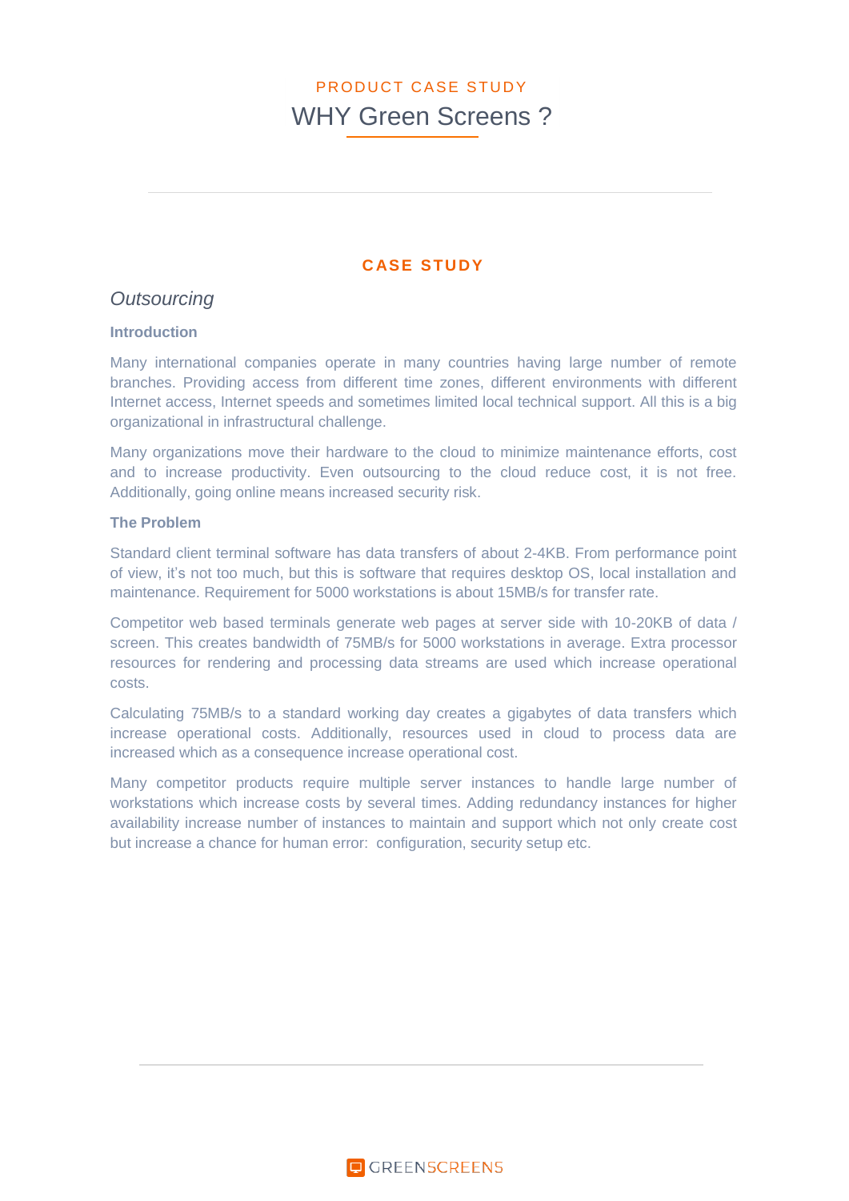PRODUCT CASE STUDY

# WHY Green Screens ?

## CASE STUDY

### *Outsourcing*

**Introduction**

Many international companies operate in many countries having large number of remote branches. Providing access from different time zones, different environments with different Internet access, Internet speeds and sometimes limited local technical support. All this is a big organizational in infrastructural challenge.

Many organizations move their hardware to the cloud to minimize maintenance efforts, cost and to increase productivity. Even outsourcing to the cloud reduce cost, it is not free. Additionally, going online means increased security risk.

**The Problem**

Standard client terminal software has data transfers of about 2-4KB. From performance point of view, it's not too much, but this is software that requires desktop OS, local installation and maintenance. Requirement for 5000 workstations is about 15MB/s for transfer rate.

Competitor web based terminals generate web pages at server side with 10-20KB of data / screen. This creates bandwidth of 75MB/s for 5000 workstations in average. Extra processor resources for rendering and processing data streams are used which increase operational costs.

Calculating 75MB/s to a standard working day creates a gigabytes of data transfers which increase operational costs. Additionally, resources used in cloud to process data are increased which as a consequence increase operational cost.

Many competitor products require multiple server instances to handle large number of workstations which increase costs by several times. Adding redundancy instances for higher availability increase number of instances to maintain and support which not only create cost but increase a chance for human error: configuration, security setup etc.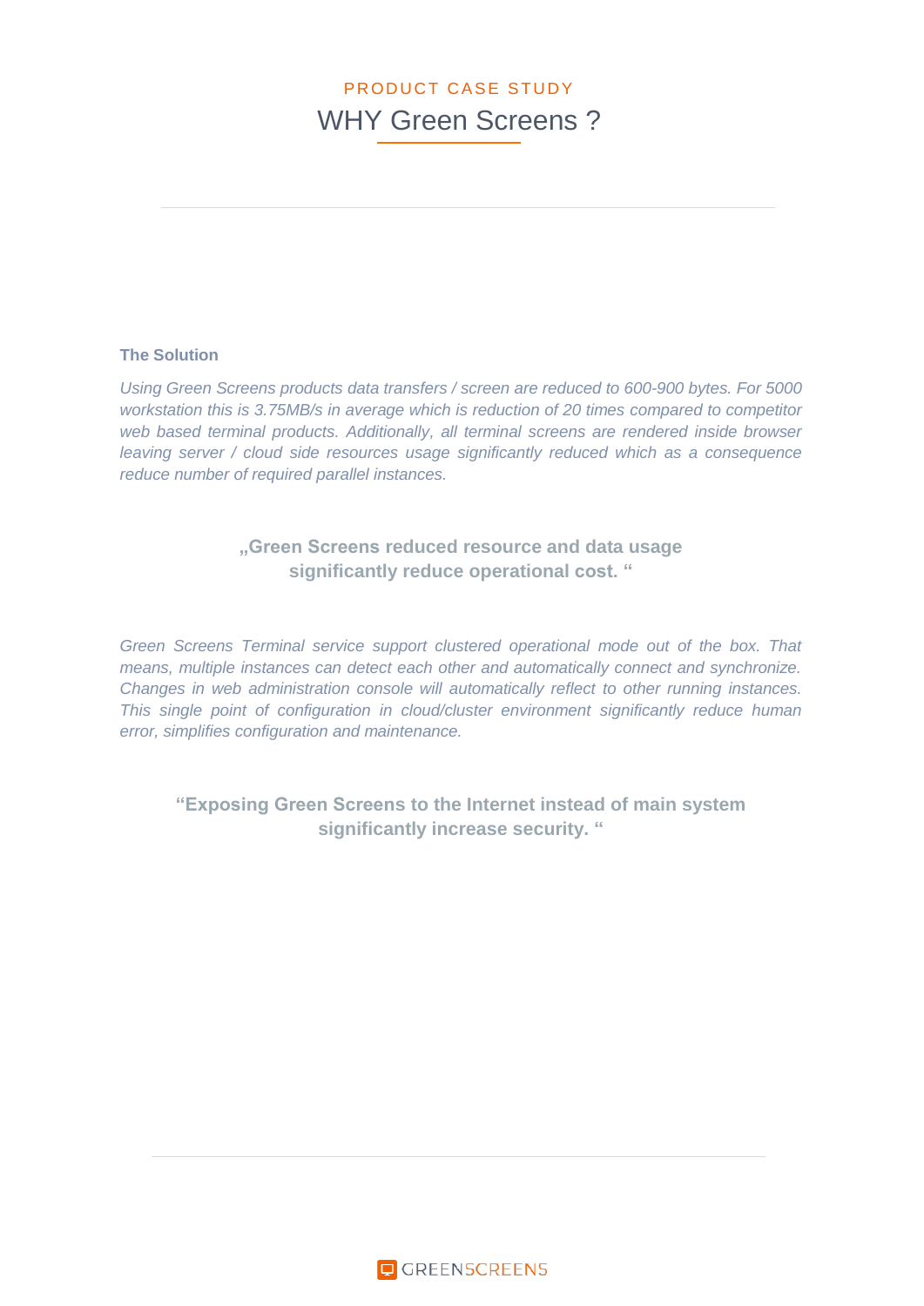PRODUCT CASE STUDY

# WHY Green Screens ?

### The Solution

*Using Green Screens products data transfers / screen are reduced to 600-900 bytes. For 5000 workstation this is 3.75MB/s in average which is reduction of 20 times compared to competitor web based terminal products. Additionally, all terminal screens are rendered inside browser leaving server / cloud side resources usage significantly reduced which as a consequence reduce number of required parallel instances.*

**„Green Screens reduced resource and data usage significantly reduce operational cost. “**

*Green Screens Terminal service support clustered operational mode out of the box. That means, multiple instances can detect each other and automatically connect and synchronize. Changes in web administration console will automatically reflect to other running instances. This single point of configuration in cloud/cluster environment significantly reduce human error, simplifies configuration and maintenance.*

**“Exposing Green Screens to the Internet instead of main system significantly increase security. “**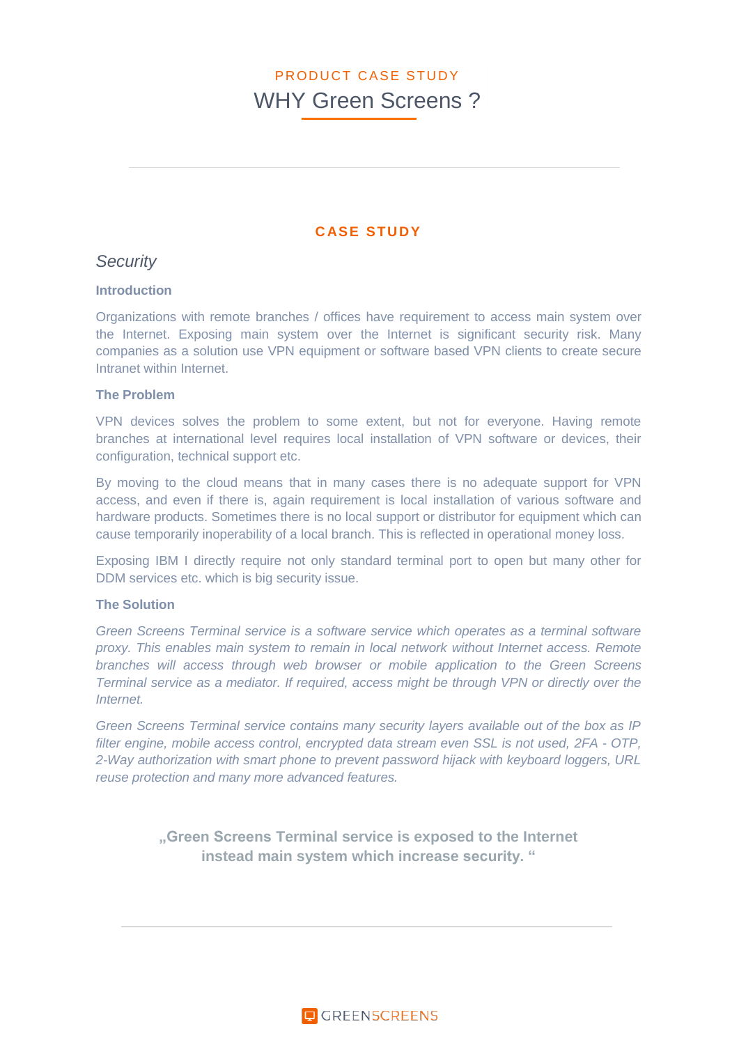PRODUCT CASE STUDY

# WHY Green Screens ?

## CASE STUDY

### *Security*

**Introduction**

Organizations with remote branches / offices have requirement to access main system over the Internet. Exposing main system over the Internet is significant security risk. Many companies as a solution use VPN equipment or software based VPN clients to create secure Intranet within Internet.

**The Problem**

VPN devices solves the problem to some extent, but not for everyone. Having remote branches at international level requires local installation of VPN software or devices, their configuration, technical support etc.

By moving to the cloud means that in many cases there is no adequate support for VPN access, and even if there is, again requirement is local installation of various software and hardware products. Sometimes there is no local support or distributor for equipment which can cause temporarily inoperability of a local branch. This is reflected in operational money loss.

Exposing IBM I directly require not only standard terminal port to open but many other for DDM services etc. which is big security issue.

**The Solution**

*Green Screens Terminal service is a software service which operates as a terminal software proxy. This enables main system to remain in local network without Internet access. Remote branches will access through web browser or mobile application to the Green Screens Terminal service as a mediator. If required, access might be through VPN or directly over the Internet.*

*Green Screens Terminal service contains many security layers available out of the box as IP filter engine, mobile access control, encrypted data stream even SSL is not used, 2FA - OTP, 2-Way authorization with smart phone to prevent password hijack with keyboard loggers, URL reuse protection and many more advanced features.*

**„Green Screens Terminal service is exposed to the Internet instead main system which increase security. “**

GREENSCREENS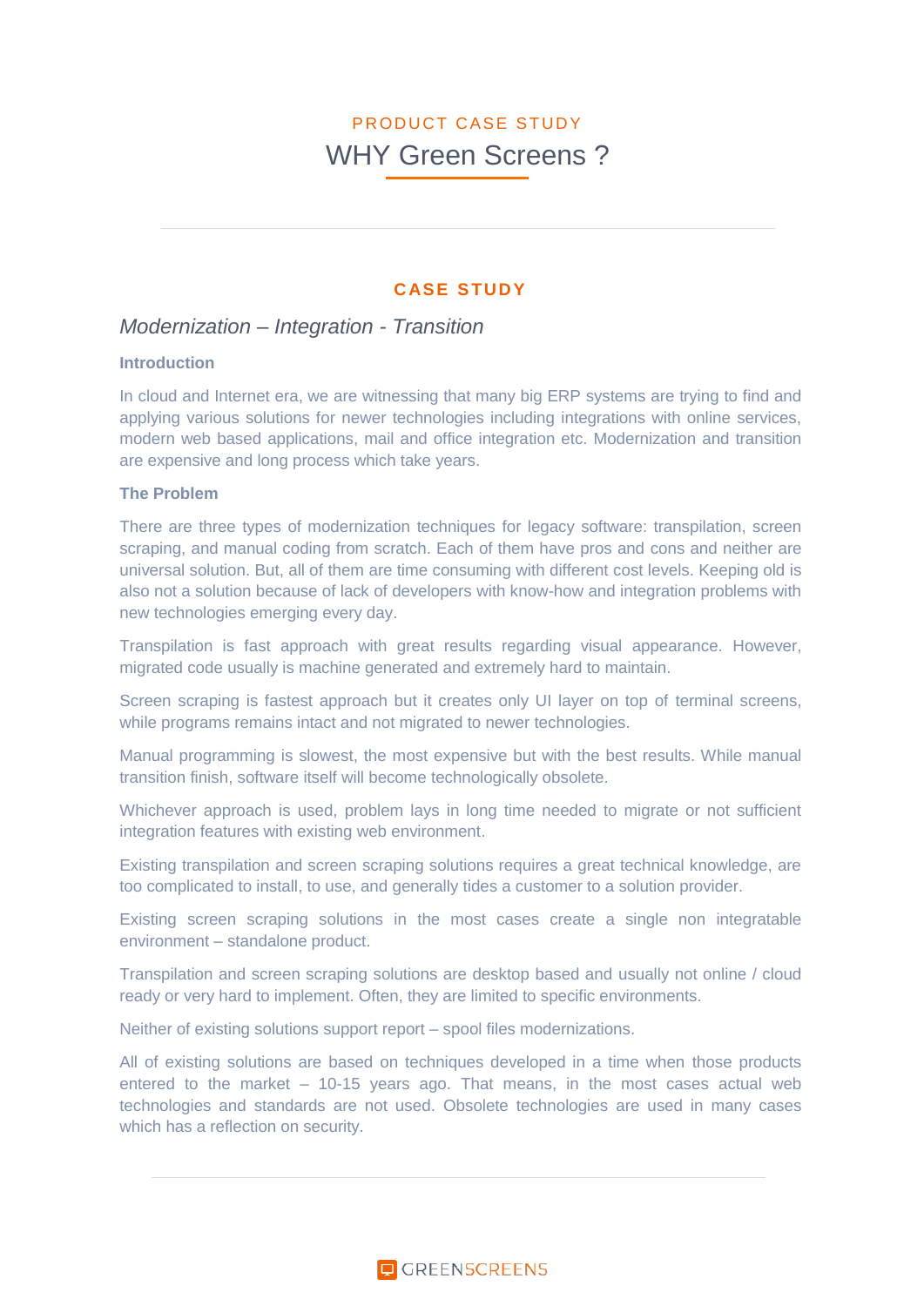PRODUCT CASE STUDY

# WHY Green Screens ?

## CASE STUDY

### *Modernization – Integration - Transition*

**Introduction**

In cloud and Internet era, we are witnessing that many big ERP systems are trying to find and applying various solutions for newer technologies including integrations with online services, modern web based applications, mail and office integration etc. Modernization and transition are expensive and long process which take years.

**The Problem**

There are three types of modernization techniques for legacy software: transpilation, screen scraping, and manual coding from scratch. Each of them have pros and cons and neither are universal solution. But, all of them are time consuming with different cost levels. Keeping old is also not a solution because of lack of developers with know-how and integration problems with new technologies emerging every day.

Transpilation is fast approach with great results regarding visual appearance. However, migrated code usually is machine generated and extremely hard to maintain.

Screen scraping is fastest approach but it creates only UI layer on top of terminal screens, while programs remains intact and not migrated to newer technologies.

Manual programming is slowest, the most expensive but with the best results. While manual transition finish, software itself will become technologically obsolete.

Whichever approach is used, problem lays in long time needed to migrate or not sufficient integration features with existing web environment.

Existing transpilation and screen scraping solutions requires a great technical knowledge, are too complicated to install, to use, and generally tides a customer to a solution provider.

Existing screen scraping solutions in the most cases create a single non integratable environment – standalone product.

Transpilation and screen scraping solutions are desktop based and usually not online / cloud ready or very hard to implement. Often, they are limited to specific environments.

Neither of existing solutions support report – spool files modernizations.

All of existing solutions are based on techniques developed in a time when those products entered to the market – 10-15 years ago. That means, in the most cases actual web technologies and standards are not used. Obsolete technologies are used in many cases which has a reflection on security.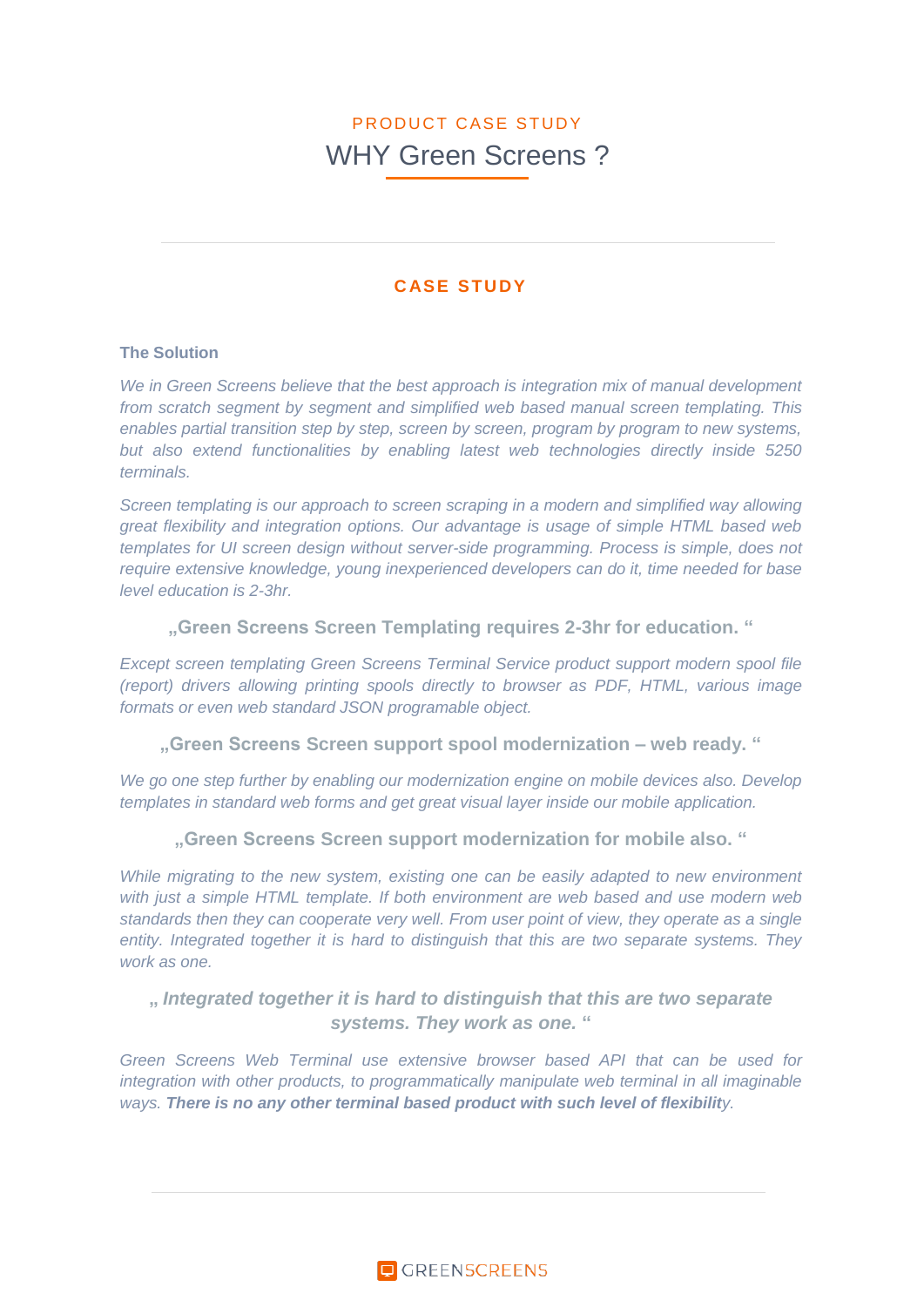PRODUCT CASE STUDY

# WHY Green Screens ?

## CASE STUDY

### The Solution

*We in Green Screens believe that the best approach is integration mix of manual development from scratch segment by segment and simplified web based manual screen templating. This enables partial transition step by step, screen by screen, program by program to new systems, but also extend functionalities by enabling latest web technologies directly inside 5250 terminals.*

*Screen templating is our approach to screen scraping in a modern and simplified way allowing great flexibility and integration options. Our advantage is usage of simple HTML based web templates for UI screen design without server-side programming. Process is simple, does not require extensive knowledge, young inexperienced developers can do it, time needed for base level education is 2-3hr.*

**„Green Screens Screen Templating requires 2-3hr for education. “**

*Except screen templating Green Screens Terminal Service product support modern spool file (report) drivers allowing printing spools directly to browser as PDF, HTML, various image formats or even web standard JSON programable object.*

**„Green Screens Screen support spool modernization – web ready. “**

*We go one step further by enabling our modernization engine on mobile devices also. Develop templates in standard web forms and get great visual layer inside our mobile application.*

**„Green Screens Screen support modernization for mobile also. “**

*While migrating to the new system, existing one can be easily adapted to new environment with just a simple HTML template. If both environment are web based and use modern web standards then they can cooperate very well. From user point of view, they operate as a single entity. Integrated together it is hard to distinguish that this are two separate systems. They work as one.*

***„ Integrated together it is hard to distinguish that this are two separate systems. They work as one. “***

*Green Screens Web Terminal use extensive browser based API that can be used for integration with other products, to programmatically manipulate web terminal in all imaginable ways. **There is no any other terminal based product with such level of flexibilit**y.*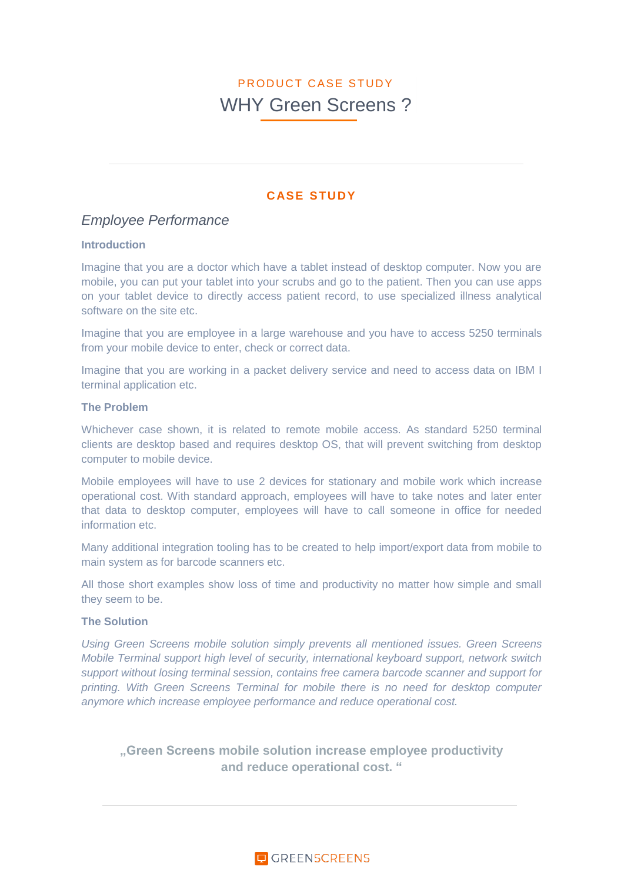PRODUCT CASE STUDY

# WHY Green Screens ?

## CASE STUDY

### *Employee Performance*

**Introduction**

Imagine that you are a doctor which have a tablet instead of desktop computer. Now you are mobile, you can put your tablet into your scrubs and go to the patient. Then you can use apps on your tablet device to directly access patient record, to use specialized illness analytical software on the site etc.

Imagine that you are employee in a large warehouse and you have to access 5250 terminals from your mobile device to enter, check or correct data.

Imagine that you are working in a packet delivery service and need to access data on IBM I terminal application etc.

**The Problem**

Whichever case shown, it is related to remote mobile access. As standard 5250 terminal clients are desktop based and requires desktop OS, that will prevent switching from desktop computer to mobile device.

Mobile employees will have to use 2 devices for stationary and mobile work which increase operational cost. With standard approach, employees will have to take notes and later enter that data to desktop computer, employees will have to call someone in office for needed information etc.

Many additional integration tooling has to be created to help import/export data from mobile to main system as for barcode scanners etc.

All those short examples show loss of time and productivity no matter how simple and small they seem to be.

**The Solution**

*Using Green Screens mobile solution simply prevents all mentioned issues. Green Screens Mobile Terminal support high level of security, international keyboard support, network switch support without losing terminal session, contains free camera barcode scanner and support for printing. With Green Screens Terminal for mobile there is no need for desktop computer anymore which increase employee performance and reduce operational cost.*

**„Green Screens mobile solution increase employee productivity and reduce operational cost. “**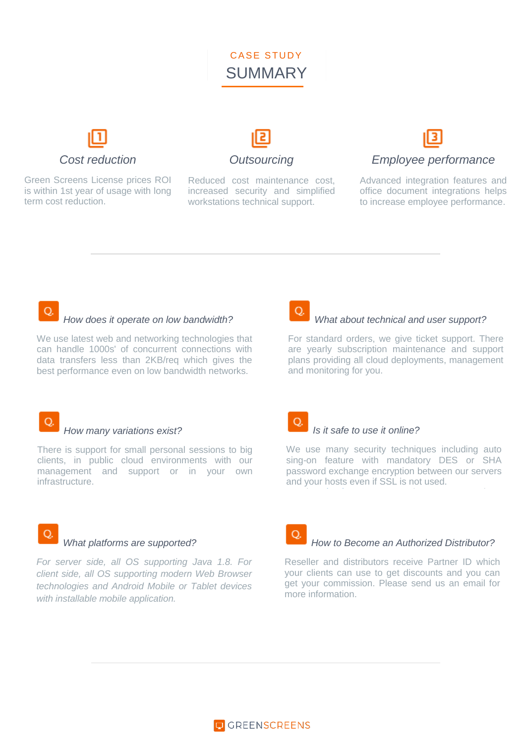CASE STUDY

# SUMMARY

### *Cost reduction*

Green Screens License prices ROI is within 1st year of usage with long term cost reduction.

### *Outsourcing*

Reduced cost maintenance cost, increased security and simplified workstations technical support.

### *Employee performance*

Advanced integration features and office document integrations helps to increase employee performance.

---

### *How does it operate on low bandwidth?*

We use latest web and networking technologies that can handle 1000s' of concurrent connections with data transfers less than 2KB/req which gives the best performance even on low bandwidth networks.

### *What about technical and user support?*

For standard orders, we give ticket support. There are yearly subscription maintenance and support plans providing all cloud deployments, management and monitoring for you.

### *How many variations exist?*

There is support for small personal sessions to big clients, in public cloud environments with our management and support or in your own infrastructure.

### *Is it safe to use it online?*

We use many security techniques including auto sing-on feature with mandatory DES or SHA password exchange encryption between our servers and your hosts even if SSL is not used.

### *What platforms are supported?*

*For server side, all OS supporting Java 1.8. For client side, all OS supporting modern Web Browser technologies and Android Mobile or Tablet devices with installable mobile application.*

### *How to Become an Authorized Distributor?*

Reseller and distributors receive Partner ID which your clients can use to get discounts and you can get your commission. Please send us an email for more information.

---

GREENSCREENS